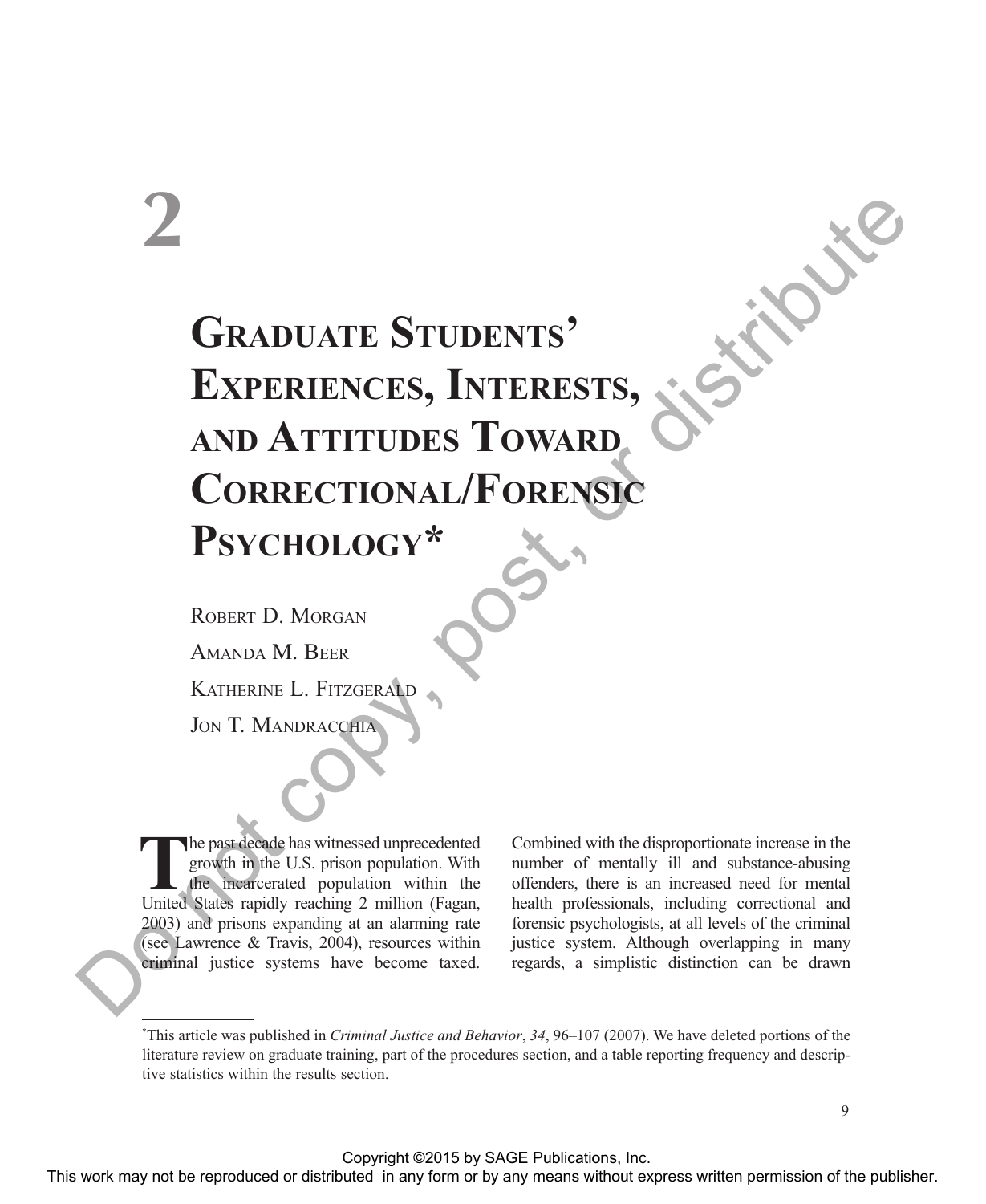# 2

# Graduate Students' Experiences, Interests, and Attitudes Toward Correctional/Forensic Psychology*

Robert D. Morgan

Amanda M. Beer

Katherine L. Fitzgerald

Jon T. Mandracchia

The past decade has witnessed unprecedented growth in the U.S. prison population. With the incarcerated population within the United States rapidly reaching 2 million (Fagan, 2003) and prisons expanding at an alarming rate (see Lawrence & Travis, 2004), resources within criminal justice systems have become taxed. Combined with the disproportionate increase in the number of mentally ill and substance-abusing offenders, there is an increased need for mental health professionals, including correctional and forensic psychologists, at all levels of the criminal justice system. Although overlapping in many regards, a simplistic distinction can be drawn

---

*This article was published in *Criminal Justice and Behavior*, *34*, 96–107 (2007). We have deleted portions of the literature review on graduate training, part of the procedures section, and a table reporting frequency and descriptive statistics within the results section.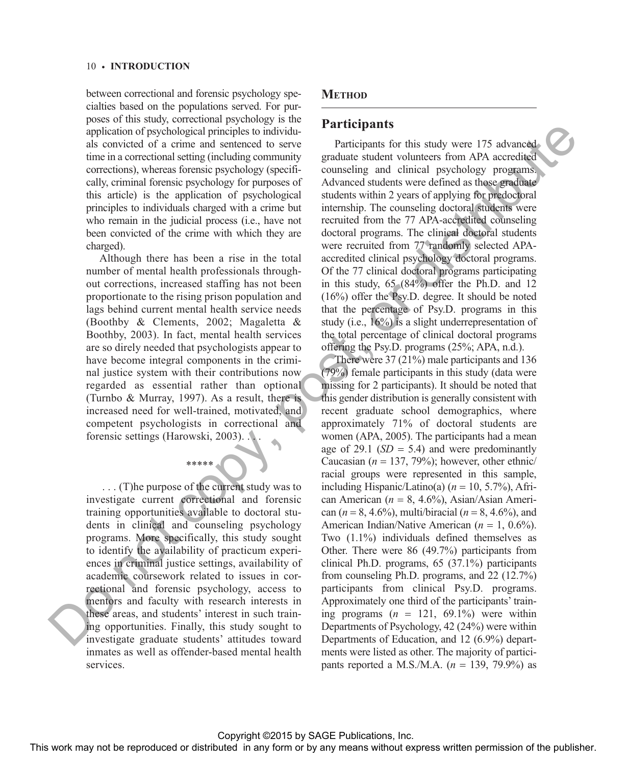between correctional and forensic psychology specialties based on the populations served. For purposes of this study, correctional psychology is the application of psychological principles to individuals convicted of a crime and sentenced to serve time in a correctional setting (including community corrections), whereas forensic psychology (specifically, criminal forensic psychology for purposes of this article) is the application of psychological principles to individuals charged with a crime but who remain in the judicial process (i.e., have not been convicted of the crime with which they are charged).

Although there has been a rise in the total number of mental health professionals throughout corrections, increased staffing has not been proportionate to the rising prison population and lags behind current mental health service needs (Boothby & Clements, 2002; Magaletta & Boothby, 2003). In fact, mental health services are so direly needed that psychologists appear to have become integral components in the criminal justice system with their contributions now regarded as essential rather than optional (Turnbo & Murray, 1997). As a result, there is increased need for well-trained, motivated, and competent psychologists in correctional and forensic settings (Harowski, 2003). . . .

*****

. . . (T)he purpose of the current study was to investigate current correctional and forensic training opportunities available to doctoral students in clinical and counseling psychology programs. More specifically, this study sought to identify the availability of practicum experiences in criminal justice settings, availability of academic coursework related to issues in correctional and forensic psychology, access to mentors and faculty with research interests in these areas, and students' interest in such training opportunities. Finally, this study sought to investigate graduate students' attitudes toward inmates as well as offender-based mental health services.

## Method

### Participants

Participants for this study were 175 advanced graduate student volunteers from APA accredited counseling and clinical psychology programs. Advanced students were defined as those graduate students within 2 years of applying for predoctoral internship. The counseling doctoral students were recruited from the 77 APA-accredited counseling doctoral programs. The clinical doctoral students were recruited from 77 randomly selected APA-accredited clinical psychology doctoral programs. Of the 77 clinical doctoral programs participating in this study, 65 (84%) offer the Ph.D. and 12 (16%) offer the Psy.D. degree. It should be noted that the percentage of Psy.D. programs in this study (i.e., 16%) is a slight underrepresentation of the total percentage of clinical doctoral programs offering the Psy.D. programs (25%; APA, n.d.).

There were 37 (21%) male participants and 136 (79%) female participants in this study (data were missing for 2 participants). It should be noted that this gender distribution is generally consistent with recent graduate school demographics, where approximately 71% of doctoral students are women (APA, 2005). The participants had a mean age of 29.1 ($SD = 5.4$) and were predominantly Caucasian ($n = 137$, 79%); however, other ethnic/racial groups were represented in this sample, including Hispanic/Latino(a) ($n = 10$, 5.7%), African American ($n = 8$, 4.6%), Asian/Asian American ($n = 8$, 4.6%), multi/biracial ($n = 8$, 4.6%), and American Indian/Native American ($n = 1$, 0.6%). Two (1.1%) individuals defined themselves as Other. There were 86 (49.7%) participants from clinical Ph.D. programs, 65 (37.1%) participants from counseling Ph.D. programs, and 22 (12.7%) participants from clinical Psy.D. programs. Approximately one third of the participants' training programs ($n = 121$, 69.1%) were within Departments of Psychology, 42 (24%) were within Departments of Education, and 12 (6.9%) departments were listed as other. The majority of participants reported a M.S./M.A. ($n = 139$, 79.9%) as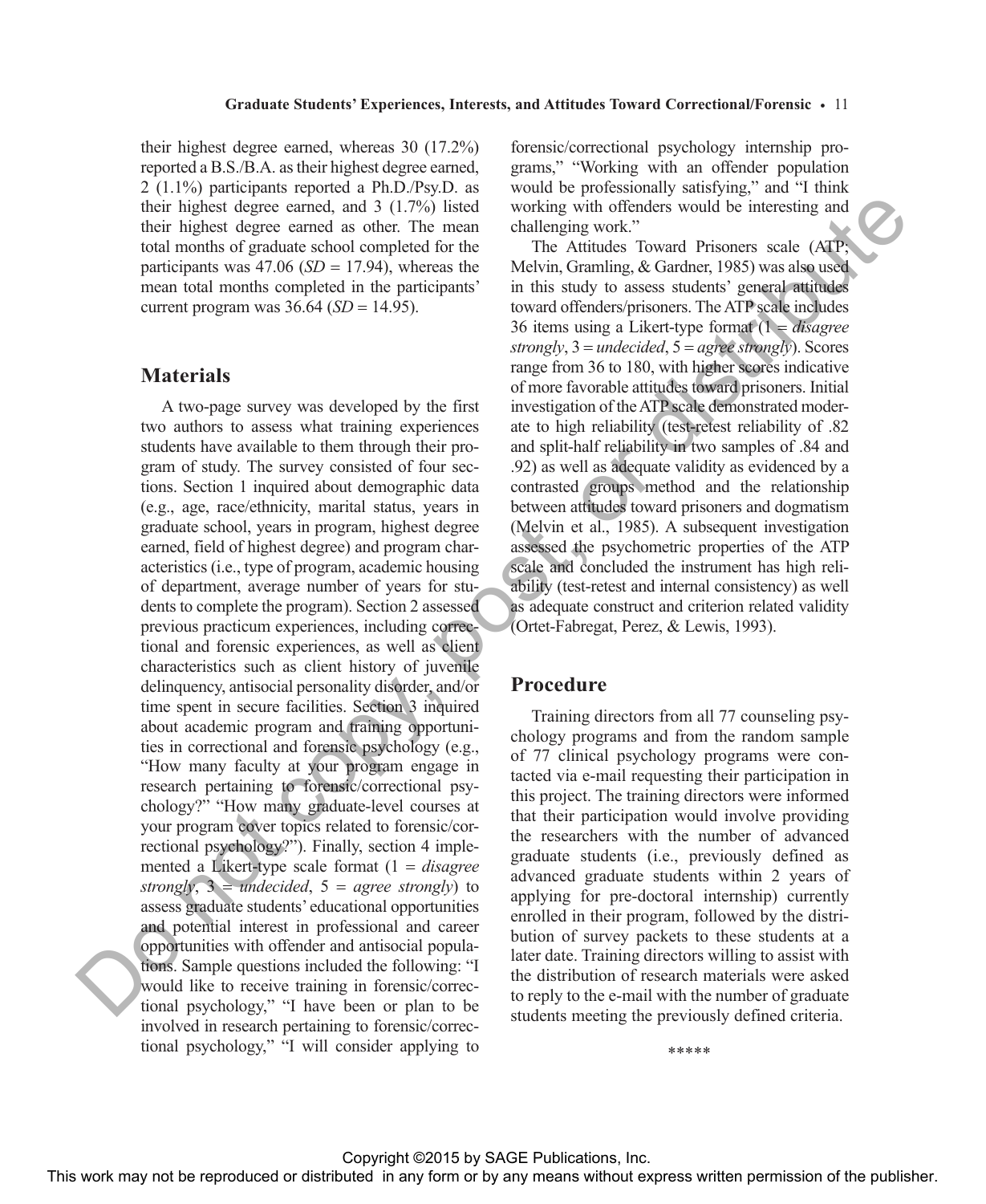their highest degree earned, whereas 30 (17.2%) reported a B.S./B.A. as their highest degree earned, 2 (1.1%) participants reported a Ph.D./Psy.D. as their highest degree earned, and 3 (1.7%) listed their highest degree earned as other. The mean total months of graduate school completed for the participants was 47.06 (*SD* = 17.94), whereas the mean total months completed in the participants' current program was 36.64 (*SD* = 14.95).

## Materials

A two-page survey was developed by the first two authors to assess what training experiences students have available to them through their program of study. The survey consisted of four sections. Section 1 inquired about demographic data (e.g., age, race/ethnicity, marital status, years in graduate school, years in program, highest degree earned, field of highest degree) and program characteristics (i.e., type of program, academic housing of department, average number of years for students to complete the program). Section 2 assessed previous practicum experiences, including correctional and forensic experiences, as well as client characteristics such as client history of juvenile delinquency, antisocial personality disorder, and/or time spent in secure facilities. Section 3 inquired about academic program and training opportunities in correctional and forensic psychology (e.g., "How many faculty at your program engage in research pertaining to forensic/correctional psychology?" "How many graduate-level courses at your program cover topics related to forensic/correctional psychology?"). Finally, section 4 implemented a Likert-type scale format (1 = *disagree strongly*, 3 = *undecided*, 5 = *agree strongly*) to assess graduate students' educational opportunities and potential interest in professional and career opportunities with offender and antisocial populations. Sample questions included the following: "I would like to receive training in forensic/correctional psychology," "I have been or plan to be involved in research pertaining to forensic/correctional psychology," "I will consider applying to forensic/correctional psychology internship programs," "Working with an offender population would be professionally satisfying," and "I think working with offenders would be interesting and challenging work."

The Attitudes Toward Prisoners scale (ATP; Melvin, Gramling, & Gardner, 1985) was also used in this study to assess students' general attitudes toward offenders/prisoners. The ATP scale includes 36 items using a Likert-type format (1 = *disagree strongly*, 3 = *undecided*, 5 = *agree strongly*). Scores range from 36 to 180, with higher scores indicative of more favorable attitudes toward prisoners. Initial investigation of the ATP scale demonstrated moderate to high reliability (test-retest reliability of .82 and split-half reliability in two samples of .84 and .92) as well as adequate validity as evidenced by a contrasted groups method and the relationship between attitudes toward prisoners and dogmatism (Melvin et al., 1985). A subsequent investigation assessed the psychometric properties of the ATP scale and concluded the instrument has high reliability (test-retest and internal consistency) as well as adequate construct and criterion related validity (Ortet-Fabregat, Perez, & Lewis, 1993).

## Procedure

Training directors from all 77 counseling psychology programs and from the random sample of 77 clinical psychology programs were contacted via e-mail requesting their participation in this project. The training directors were informed that their participation would involve providing the researchers with the number of advanced graduate students (i.e., previously defined as advanced graduate students within 2 years of applying for pre-doctoral internship) currently enrolled in their program, followed by the distribution of survey packets to these students at a later date. Training directors willing to assist with the distribution of research materials were asked to reply to the e-mail with the number of graduate students meeting the previously defined criteria.

\*\*\*\*\*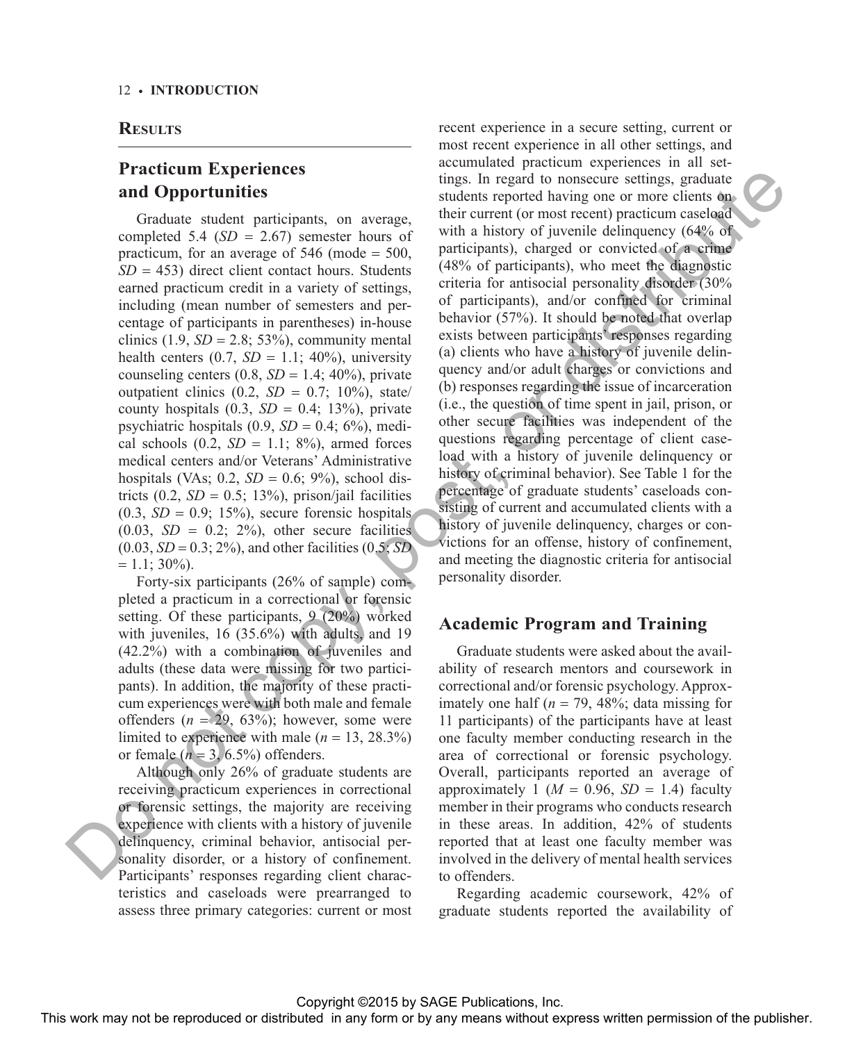## Results

### Practicum Experiences and Opportunities

Graduate student participants, on average, completed 5.4 (*SD* = 2.67) semester hours of practicum, for an average of 546 (mode = 500, *SD* = 453) direct client contact hours. Students earned practicum credit in a variety of settings, including (mean number of semesters and percentage of participants in parentheses) in-house clinics (1.9, *SD* = 2.8; 53%), community mental health centers (0.7, *SD* = 1.1; 40%), university counseling centers (0.8, *SD* = 1.4; 40%), private outpatient clinics (0.2, *SD* = 0.7; 10%), state/county hospitals (0.3, *SD* = 0.4; 13%), private psychiatric hospitals (0.9, *SD* = 0.4; 6%), medical schools (0.2, *SD* = 1.1; 8%), armed forces medical centers and/or Veterans' Administrative hospitals (VAs; 0.2, *SD* = 0.6; 9%), school districts (0.2, *SD* = 0.5; 13%), prison/jail facilities (0.3, *SD* = 0.9; 15%), secure forensic hospitals (0.03, *SD* = 0.2; 2%), other secure facilities (0.03, *SD* = 0.3; 2%), and other facilities (0.5; *SD* = 1.1; 30%).

Forty-six participants (26% of sample) completed a practicum in a correctional or forensic setting. Of these participants, 9 (20%) worked with juveniles, 16 (35.6%) with adults, and 19 (42.2%) with a combination of juveniles and adults (these data were missing for two participants). In addition, the majority of these practicum experiences were with both male and female offenders (*n* = 29, 63%); however, some were limited to experience with male (*n* = 13, 28.3%) or female (*n* = 3, 6.5%) offenders.

Although only 26% of graduate students are receiving practicum experiences in correctional or forensic settings, the majority are receiving experience with clients with a history of juvenile delinquency, criminal behavior, antisocial personality disorder, or a history of confinement. Participants' responses regarding client characteristics and caseloads were prearranged to assess three primary categories: current or most recent experience in a secure setting, current or most recent experience in all other settings, and accumulated practicum experiences in all settings. In regard to nonsecure settings, graduate students reported having one or more clients on their current (or most recent) practicum caseload with a history of juvenile delinquency (64% of participants), charged or convicted of a crime (48% of participants), who meet the diagnostic criteria for antisocial personality disorder (30% of participants), and/or confined for criminal behavior (57%). It should be noted that overlap exists between participants' responses regarding (a) clients who have a history of juvenile delinquency and/or adult charges or convictions and (b) responses regarding the issue of incarceration (i.e., the question of time spent in jail, prison, or other secure facilities was independent of the questions regarding percentage of client caseload with a history of juvenile delinquency or history of criminal behavior). See Table 1 for the percentage of graduate students' caseloads consisting of current and accumulated clients with a history of juvenile delinquency, charges or convictions for an offense, history of confinement, and meeting the diagnostic criteria for antisocial personality disorder.

### Academic Program and Training

Graduate students were asked about the availability of research mentors and coursework in correctional and/or forensic psychology. Approximately one half (*n* = 79, 48%; data missing for 11 participants) of the participants have at least one faculty member conducting research in the area of correctional or forensic psychology. Overall, participants reported an average of approximately 1 (*M* = 0.96, *SD* = 1.4) faculty member in their programs who conducts research in these areas. In addition, 42% of students reported that at least one faculty member was involved in the delivery of mental health services to offenders.

Regarding academic coursework, 42% of graduate students reported the availability of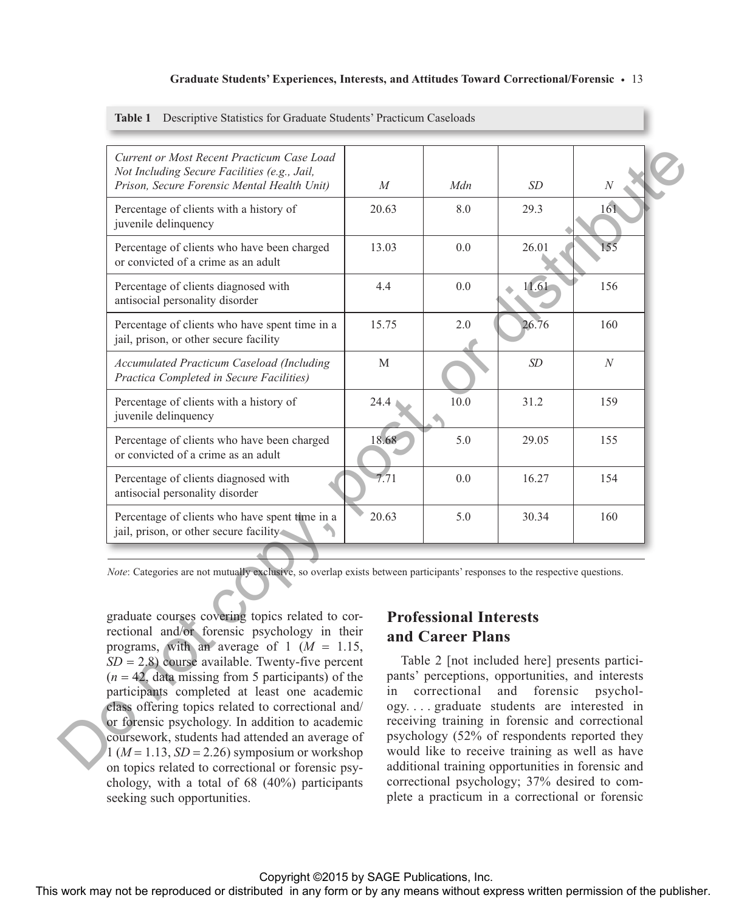**Table 1** Descriptive Statistics for Graduate Students' Practicum Caseloads

| *Current or Most Recent Practicum Case Load Not Including Secure Facilities (e.g., Jail, Prison, Secure Forensic Mental Health Unit)* | *M* | *Mdn* | *SD* | *N* |
|---|---|---|---|---|
| Percentage of clients with a history of juvenile delinquency | 20.63 | 8.0 | 29.3 | 161 |
| Percentage of clients who have been charged or convicted of a crime as an adult | 13.03 | 0.0 | 26.01 | 155 |
| Percentage of clients diagnosed with antisocial personality disorder | 4.4 | 0.0 | 11.61 | 156 |
| Percentage of clients who have spent time in a jail, prison, or other secure facility | 15.75 | 2.0 | 26.76 | 160 |
| *Accumulated Practicum Caseload (Including Practica Completed in Secure Facilities)* | M | | *SD* | *N* |
| Percentage of clients with a history of juvenile delinquency | 24.4 | 10.0 | 31.2 | 159 |
| Percentage of clients who have been charged or convicted of a crime as an adult | 18.68 | 5.0 | 29.05 | 155 |
| Percentage of clients diagnosed with antisocial personality disorder | 7.71 | 0.0 | 16.27 | 154 |
| Percentage of clients who have spent time in a jail, prison, or other secure facility | 20.63 | 5.0 | 30.34 | 160 |

*Note*: Categories are not mutually exclusive, so overlap exists between participants' responses to the respective questions.

graduate courses covering topics related to correctional and/or forensic psychology in their programs, with an average of 1 ($M$ = 1.15, $SD$ = 2.8) course available. Twenty-five percent ($n$ = 42, data missing from 5 participants) of the participants completed at least one academic class offering topics related to correctional and/or forensic psychology. In addition to academic coursework, students had attended an average of 1 ($M$ = 1.13, $SD$ = 2.26) symposium or workshop on topics related to correctional or forensic psychology, with a total of 68 (40%) participants seeking such opportunities.

## Professional Interests and Career Plans

Table 2 [not included here] presents participants' perceptions, opportunities, and interests in correctional and forensic psychology. . . . graduate students are interested in receiving training in forensic and correctional psychology (52% of respondents reported they would like to receive training as well as have additional training opportunities in forensic and correctional psychology; 37% desired to complete a practicum in a correctional or forensic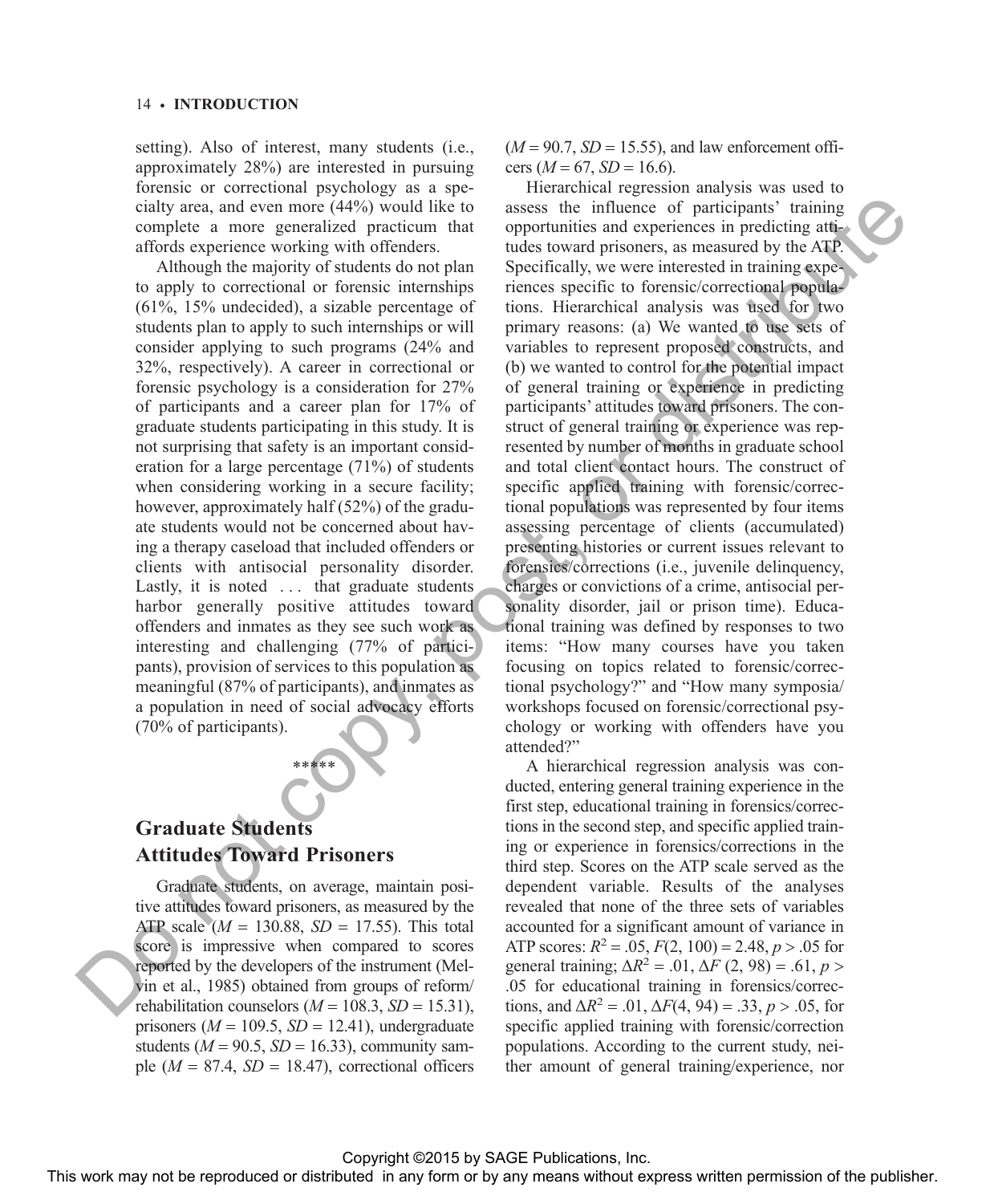setting). Also of interest, many students (i.e., approximately 28%) are interested in pursuing forensic or correctional psychology as a specialty area, and even more (44%) would like to complete a more generalized practicum that affords experience working with offenders.

Although the majority of students do not plan to apply to correctional or forensic internships (61%, 15% undecided), a sizable percentage of students plan to apply to such internships or will consider applying to such programs (24% and 32%, respectively). A career in correctional or forensic psychology is a consideration for 27% of participants and a career plan for 17% of graduate students participating in this study. It is not surprising that safety is an important consideration for a large percentage (71%) of students when considering working in a secure facility; however, approximately half (52%) of the graduate students would not be concerned about having a therapy caseload that included offenders or clients with antisocial personality disorder. Lastly, it is noted . . . that graduate students harbor generally positive attitudes toward offenders and inmates as they see such work as interesting and challenging (77% of participants), provision of services to this population as meaningful (87% of participants), and inmates as a population in need of social advocacy efforts (70% of participants).

*****

## Graduate Students Attitudes Toward Prisoners

Graduate students, on average, maintain positive attitudes toward prisoners, as measured by the ATP scale ($M$ = 130.88, $SD$ = 17.55). This total score is impressive when compared to scores reported by the developers of the instrument (Melvin et al., 1985) obtained from groups of reform/rehabilitation counselors ($M$ = 108.3, $SD$ = 15.31), prisoners ($M$ = 109.5, $SD$ = 12.41), undergraduate students ($M$ = 90.5, $SD$ = 16.33), community sample ($M$ = 87.4, $SD$ = 18.47), correctional officers ($M$ = 90.7, $SD$ = 15.55), and law enforcement officers ($M$ = 67, $SD$ = 16.6).

Hierarchical regression analysis was used to assess the influence of participants' training opportunities and experiences in predicting attitudes toward prisoners, as measured by the ATP. Specifically, we were interested in training experiences specific to forensic/correctional populations. Hierarchical analysis was used for two primary reasons: (a) We wanted to use sets of variables to represent proposed constructs, and (b) we wanted to control for the potential impact of general training or experience in predicting participants' attitudes toward prisoners. The construct of general training or experience was represented by number of months in graduate school and total client contact hours. The construct of specific applied training with forensic/correctional populations was represented by four items assessing percentage of clients (accumulated) presenting histories or current issues relevant to forensics/corrections (i.e., juvenile delinquency, charges or convictions of a crime, antisocial personality disorder, jail or prison time). Educational training was defined by responses to two items: "How many courses have you taken focusing on topics related to forensic/correctional psychology?" and "How many symposia/workshops focused on forensic/correctional psychology or working with offenders have you attended?"

A hierarchical regression analysis was conducted, entering general training experience in the first step, educational training in forensics/corrections in the second step, and specific applied training or experience in forensics/corrections in the third step. Scores on the ATP scale served as the dependent variable. Results of the analyses revealed that none of the three sets of variables accounted for a significant amount of variance in ATP scores: $R^2 = .05$, $F(2, 100) = 2.48$, $p > .05$ for general training; $\Delta R^2 = .01$, $\Delta F\ (2, 98) = .61$, $p > .05$ for educational training in forensics/corrections, and $\Delta R^2 = .01$, $\Delta F(4, 94) = .33$, $p > .05$, for specific applied training with forensic/correction populations. According to the current study, neither amount of general training/experience, nor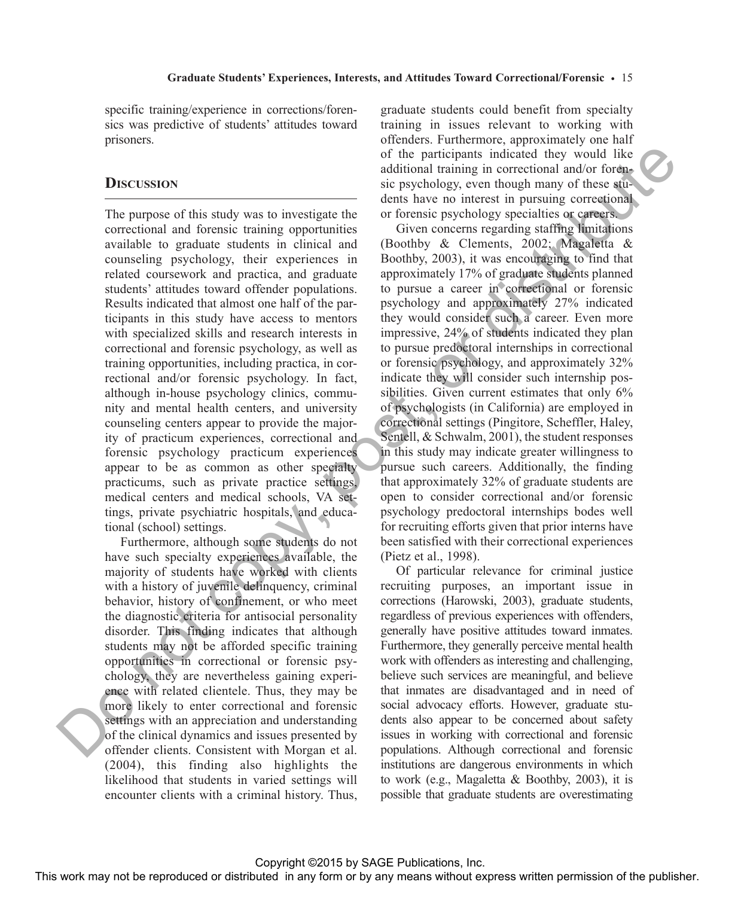specific training/experience in corrections/forensics was predictive of students' attitudes toward prisoners.

## Discussion

The purpose of this study was to investigate the correctional and forensic training opportunities available to graduate students in clinical and counseling psychology, their experiences in related coursework and practica, and graduate students' attitudes toward offender populations. Results indicated that almost one half of the participants in this study have access to mentors with specialized skills and research interests in correctional and forensic psychology, as well as training opportunities, including practica, in correctional and/or forensic psychology. In fact, although in-house psychology clinics, community and mental health centers, and university counseling centers appear to provide the majority of practicum experiences, correctional and forensic psychology practicum experiences appear to be as common as other specialty practicums, such as private practice settings, medical centers and medical schools, VA settings, private psychiatric hospitals, and educational (school) settings.

Furthermore, although some students do not have such specialty experiences available, the majority of students have worked with clients with a history of juvenile delinquency, criminal behavior, history of confinement, or who meet the diagnostic criteria for antisocial personality disorder. This finding indicates that although students may not be afforded specific training opportunities in correctional or forensic psychology, they are nevertheless gaining experience with related clientele. Thus, they may be more likely to enter correctional and forensic settings with an appreciation and understanding of the clinical dynamics and issues presented by offender clients. Consistent with Morgan et al. (2004), this finding also highlights the likelihood that students in varied settings will encounter clients with a criminal history. Thus, graduate students could benefit from specialty training in issues relevant to working with offenders. Furthermore, approximately one half of the participants indicated they would like additional training in correctional and/or forensic psychology, even though many of these students have no interest in pursuing correctional or forensic psychology specialties or careers.

Given concerns regarding staffing limitations (Boothby & Clements, 2002; Magaletta & Boothby, 2003), it was encouraging to find that approximately 17% of graduate students planned to pursue a career in correctional or forensic psychology and approximately 27% indicated they would consider such a career. Even more impressive, 24% of students indicated they plan to pursue predoctoral internships in correctional or forensic psychology, and approximately 32% indicate they will consider such internship possibilities. Given current estimates that only 6% of psychologists (in California) are employed in correctional settings (Pingitore, Scheffler, Haley, Sentell, & Schwalm, 2001), the student responses in this study may indicate greater willingness to pursue such careers. Additionally, the finding that approximately 32% of graduate students are open to consider correctional and/or forensic psychology predoctoral internships bodes well for recruiting efforts given that prior interns have been satisfied with their correctional experiences (Pietz et al., 1998).

Of particular relevance for criminal justice recruiting purposes, an important issue in corrections (Harowski, 2003), graduate students, regardless of previous experiences with offenders, generally have positive attitudes toward inmates. Furthermore, they generally perceive mental health work with offenders as interesting and challenging, believe such services are meaningful, and believe that inmates are disadvantaged and in need of social advocacy efforts. However, graduate students also appear to be concerned about safety issues in working with correctional and forensic populations. Although correctional and forensic institutions are dangerous environments in which to work (e.g., Magaletta & Boothby, 2003), it is possible that graduate students are overestimating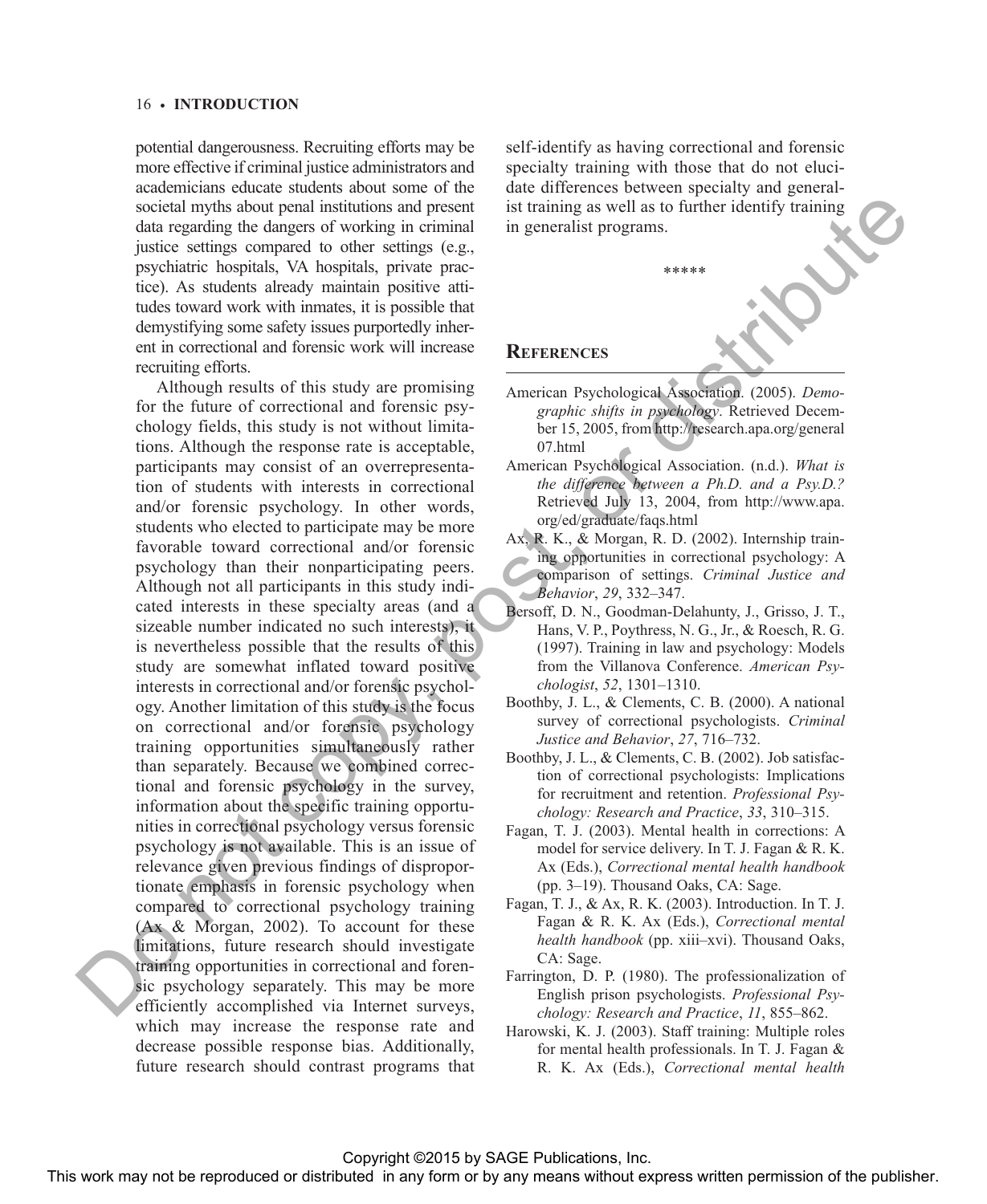potential dangerousness. Recruiting efforts may be more effective if criminal justice administrators and academicians educate students about some of the societal myths about penal institutions and present data regarding the dangers of working in criminal justice settings compared to other settings (e.g., psychiatric hospitals, VA hospitals, private practice). As students already maintain positive attitudes toward work with inmates, it is possible that demystifying some safety issues purportedly inherent in correctional and forensic work will increase recruiting efforts.

Although results of this study are promising for the future of correctional and forensic psychology fields, this study is not without limitations. Although the response rate is acceptable, participants may consist of an overrepresentation of students with interests in correctional and/or forensic psychology. In other words, students who elected to participate may be more favorable toward correctional and/or forensic psychology than their nonparticipating peers. Although not all participants in this study indicated interests in these specialty areas (and a sizeable number indicated no such interests), it is nevertheless possible that the results of this study are somewhat inflated toward positive interests in correctional and/or forensic psychology. Another limitation of this study is the focus on correctional and/or forensic psychology training opportunities simultaneously rather than separately. Because we combined correctional and forensic psychology in the survey, information about the specific training opportunities in correctional psychology versus forensic psychology is not available. This is an issue of relevance given previous findings of disproportionate emphasis in forensic psychology when compared to correctional psychology training (Ax & Morgan, 2002). To account for these limitations, future research should investigate training opportunities in correctional and forensic psychology separately. This may be more efficiently accomplished via Internet surveys, which may increase the response rate and decrease possible response bias. Additionally, future research should contrast programs that self-identify as having correctional and forensic specialty training with those that do not elucidate differences between specialty and generalist training as well as to further identify training in generalist programs.

*****

## References

American Psychological Association. (2005). *Demographic shifts in psychology*. Retrieved December 15, 2005, from http://research.apa.org/general07.html

American Psychological Association. (n.d.). *What is the difference between a Ph.D. and a Psy.D.?* Retrieved July 13, 2004, from http://www.apa.org/ed/graduate/faqs.html

Ax, R. K., & Morgan, R. D. (2002). Internship training opportunities in correctional psychology: A comparison of settings. *Criminal Justice and Behavior*, *29*, 332–347.

Bersoff, D. N., Goodman-Delahunty, J., Grisso, J. T., Hans, V. P., Poythress, N. G., Jr., & Roesch, R. G. (1997). Training in law and psychology: Models from the Villanova Conference. *American Psychologist*, *52*, 1301–1310.

Boothby, J. L., & Clements, C. B. (2000). A national survey of correctional psychologists. *Criminal Justice and Behavior*, *27*, 716–732.

Boothby, J. L., & Clements, C. B. (2002). Job satisfaction of correctional psychologists: Implications for recruitment and retention. *Professional Psychology: Research and Practice*, *33*, 310–315.

Fagan, T. J. (2003). Mental health in corrections: A model for service delivery. In T. J. Fagan & R. K. Ax (Eds.), *Correctional mental health handbook* (pp. 3–19). Thousand Oaks, CA: Sage.

Fagan, T. J., & Ax, R. K. (2003). Introduction. In T. J. Fagan & R. K. Ax (Eds.), *Correctional mental health handbook* (pp. xiii–xvi). Thousand Oaks, CA: Sage.

Farrington, D. P. (1980). The professionalization of English prison psychologists. *Professional Psychology: Research and Practice*, *11*, 855–862.

Harowski, K. J. (2003). Staff training: Multiple roles for mental health professionals. In T. J. Fagan & R. K. Ax (Eds.), *Correctional mental health*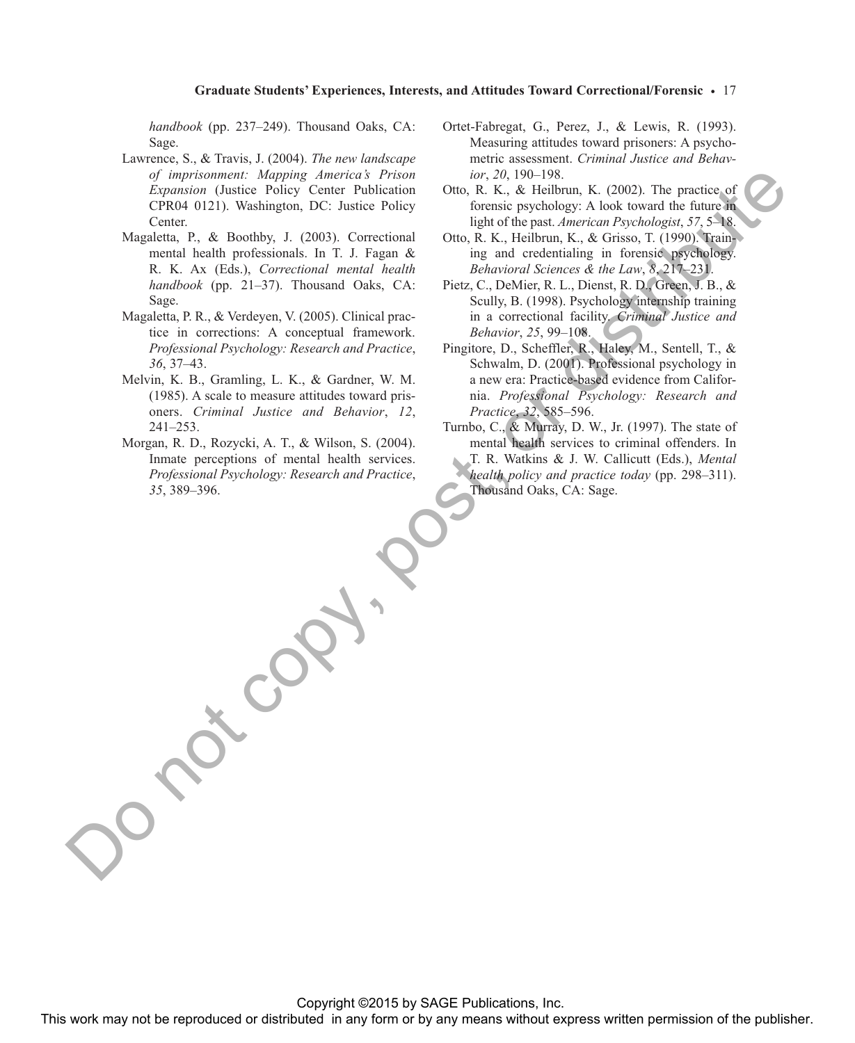*handbook* (pp. 237–249). Thousand Oaks, CA: Sage.

Lawrence, S., & Travis, J. (2004). *The new landscape of imprisonment: Mapping America's Prison Expansion* (Justice Policy Center Publication CPR04 0121). Washington, DC: Justice Policy Center.

Magaletta, P., & Boothby, J. (2003). Correctional mental health professionals. In T. J. Fagan & R. K. Ax (Eds.), *Correctional mental health handbook* (pp. 21–37). Thousand Oaks, CA: Sage.

Magaletta, P. R., & Verdeyen, V. (2005). Clinical practice in corrections: A conceptual framework. *Professional Psychology: Research and Practice*, *36*, 37–43.

Melvin, K. B., Gramling, L. K., & Gardner, W. M. (1985). A scale to measure attitudes toward prisoners. *Criminal Justice and Behavior*, *12*, 241–253.

Morgan, R. D., Rozycki, A. T., & Wilson, S. (2004). Inmate perceptions of mental health services. *Professional Psychology: Research and Practice*, *35*, 389–396.

Ortet-Fabregat, G., Perez, J., & Lewis, R. (1993). Measuring attitudes toward prisoners: A psychometric assessment. *Criminal Justice and Behavior*, *20*, 190–198.

Otto, R. K., & Heilbrun, K. (2002). The practice of forensic psychology: A look toward the future in light of the past. *American Psychologist*, *57*, 5–18.

Otto, R. K., Heilbrun, K., & Grisso, T. (1990). Training and credentialing in forensic psychology. *Behavioral Sciences & the Law*, *8*, 217–231.

Pietz, C., DeMier, R. L., Dienst, R. D., Green, J. B., & Scully, B. (1998). Psychology internship training in a correctional facility. *Criminal Justice and Behavior*, *25*, 99–108.

Pingitore, D., Scheffler, R., Haley, M., Sentell, T., & Schwalm, D. (2001). Professional psychology in a new era: Practice-based evidence from California. *Professional Psychology: Research and Practice*, *32*, 585–596.

Turnbo, C., & Murray, D. W., Jr. (1997). The state of mental health services to criminal offenders. In T. R. Watkins & J. W. Callicutt (Eds.), *Mental health policy and practice today* (pp. 298–311). Thousand Oaks, CA: Sage.